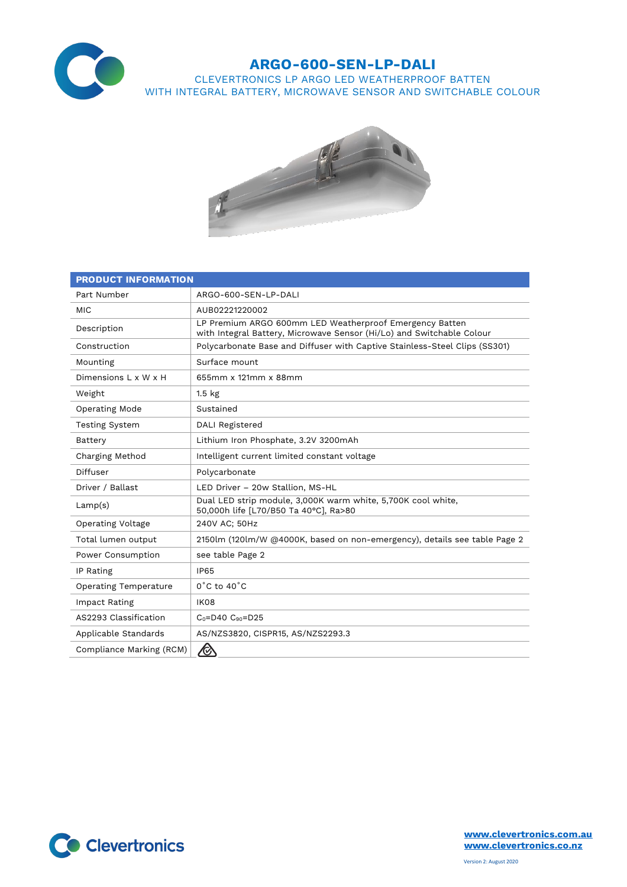# ARGO-600-SEN-LP-DALI

CLEVERTRONICS LP ARGO LED WEATHERPROOF BATTEN
WITH INTEGRAL BATTERY, MICROWAVE SENSOR AND SWITCHABLE COLOUR

| PRODUCT INFORMATION | |
|---|---|
| Part Number | ARGO-600-SEN-LP-DALI |
| MIC | AUB02221220002 |
| Description | LP Premium ARGO 600mm LED Weatherproof Emergency Batten with Integral Battery, Microwave Sensor (Hi/Lo) and Switchable Colour |
| Construction | Polycarbonate Base and Diffuser with Captive Stainless-Steel Clips (SS301) |
| Mounting | Surface mount |
| Dimensions L x W x H | 655mm x 121mm x 88mm |
| Weight | 1.5 kg |
| Operating Mode | Sustained |
| Testing System | DALI Registered |
| Battery | Lithium Iron Phosphate, 3.2V 3200mAh |
| Charging Method | Intelligent current limited constant voltage |
| Diffuser | Polycarbonate |
| Driver / Ballast | LED Driver – 20w Stallion, MS-HL |
| Lamp(s) | Dual LED strip module, 3,000K warm white, 5,700K cool white, 50,000h life [L70/B50 Ta 40°C], Ra>80 |
| Operating Voltage | 240V AC; 50Hz |
| Total lumen output | 2150lm (120lm/W @4000K, based on non-emergency), details see table Page 2 |
| Power Consumption | see table Page 2 |
| IP Rating | IP65 |
| Operating Temperature | 0˚C to 40˚C |
| Impact Rating | IK08 |
| AS2293 Classification | $C_0$=D40 $C_{90}$=D25 |
| Applicable Standards | AS/NZS3820, CISPR15, AS/NZS2293.3 |
| Compliance Marking (RCM) | |

Clevertronics

www.clevertronics.com.au
www.clevertronics.co.nz

Version 2: August 2020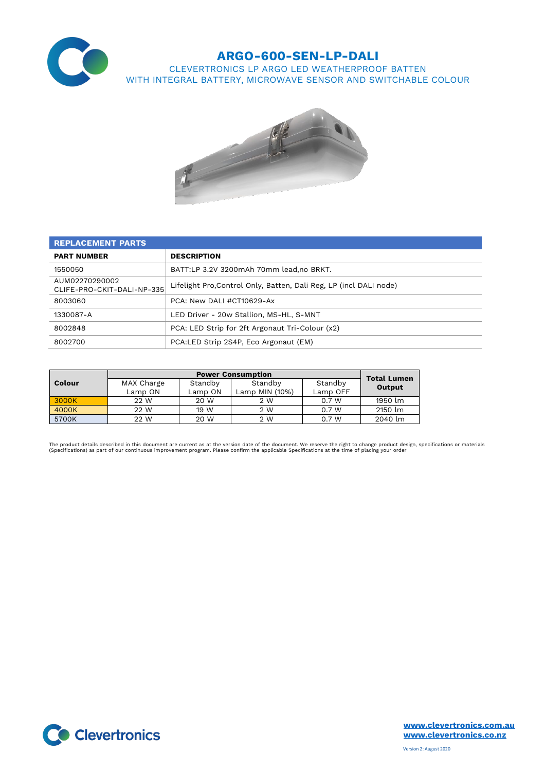# ARGO-600-SEN-LP-DALI

CLEVERTRONICS LP ARGO LED WEATHERPROOF BATTEN
WITH INTEGRAL BATTERY, MICROWAVE SENSOR AND SWITCHABLE COLOUR

**REPLACEMENT PARTS**

| PART NUMBER | DESCRIPTION |
|---|---|
| 1550050 | BATT:LP 3.2V 3200mAh 70mm lead,no BRKT. |
| AUM02270290002 CLIFE-PRO-CKIT-DALI-NP-335 | Lifelight Pro,Control Only, Batten, Dali Reg, LP (incl DALI node) |
| 8003060 | PCA: New DALI #CT10629-Ax |
| 1330087-A | LED Driver - 20w Stallion, MS-HL, S-MNT |
| 8002848 | PCA: LED Strip for 2ft Argonaut Tri-Colour (x2) |
| 8002700 | PCA:LED Strip 2S4P, Eco Argonaut (EM) |

| Colour | Power Consumption | | | | Total Lumen Output |
|---|---|---|---|---|---|
| | MAX Charge Lamp ON | Standby Lamp ON | Standby Lamp MIN (10%) | Standby Lamp OFF | |
| 3000K | 22 W | 20 W | 2 W | 0.7 W | 1950 lm |
| 4000K | 22 W | 19 W | 2 W | 0.7 W | 2150 lm |
| 5700K | 22 W | 20 W | 2 W | 0.7 W | 2040 lm |

The product details described in this document are current as at the version date of the document. We reserve the right to change product design, specifications or materials (Specifications) as part of our continuous improvement program. Please confirm the applicable Specifications at the time of placing your order

Clevertronics

www.clevertronics.com.au
www.clevertronics.co.nz

Version 2: August 2020